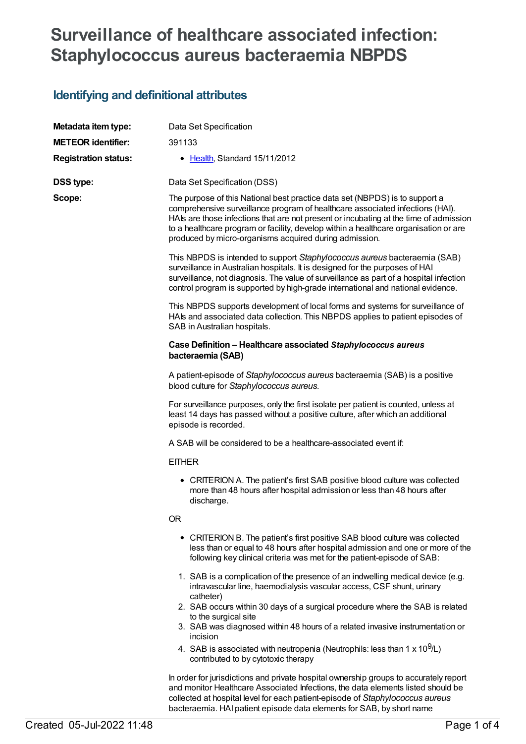# Surveillance of healthcare associated infection: Staphylococcus aureus bacteraemia NBPDS

## Identifying and definitional attributes

| | |
|---|---|
| **Metadata item type:** | Data Set Specification |
| **METEOR identifier:** | 391133 |
| **Registration status:** | • Health, Standard 15/11/2012 |
| **DSS type:** | Data Set Specification (DSS) |

**Scope:**

The purpose of this National best practice data set (NBPDS) is to support a comprehensive surveillance program of healthcare associated infections (HAI). HAIs are those infections that are not present or incubating at the time of admission to a healthcare program or facility, develop within a healthcare organisation or are produced by micro-organisms acquired during admission.

This NBPDS is intended to support *Staphylococcus aureus* bacteraemia (SAB) surveillance in Australian hospitals. It is designed for the purposes of HAI surveillance, not diagnosis. The value of surveillance as part of a hospital infection control program is supported by high-grade international and national evidence.

This NBPDS supports development of local forms and systems for surveillance of HAIs and associated data collection. This NBPDS applies to patient episodes of SAB in Australian hospitals.

**Case Definition – Healthcare associated *Staphylococcus aureus* bacteraemia (SAB)**

A patient-episode of *Staphylococcus aureus* bacteraemia (SAB) is a positive blood culture for *Staphylococcus aureus*.

For surveillance purposes, only the first isolate per patient is counted, unless at least 14 days has passed without a positive culture, after which an additional episode is recorded.

A SAB will be considered to be a healthcare-associated event if:

EITHER

- CRITERION A. The patient's first SAB positive blood culture was collected more than 48 hours after hospital admission or less than 48 hours after discharge.

OR

- CRITERION B. The patient's first positive SAB blood culture was collected less than or equal to 48 hours after hospital admission and one or more of the following key clinical criteria was met for the patient-episode of SAB:

1. SAB is a complication of the presence of an indwelling medical device (e.g. intravascular line, haemodialysis vascular access, CSF shunt, urinary catheter)
2. SAB occurs within 30 days of a surgical procedure where the SAB is related to the surgical site
3. SAB was diagnosed within 48 hours of a related invasive instrumentation or incision
4. SAB is associated with neutropenia (Neutrophils: less than $1 \times 10^9$/L) contributed to by cytotoxic therapy

In order for jurisdictions and private hospital ownership groups to accurately report and monitor Healthcare Associated Infections, the data elements listed should be collected at hospital level for each patient-episode of *Staphylococcus aureus* bacteraemia. HAI patient episode data elements for SAB, by short name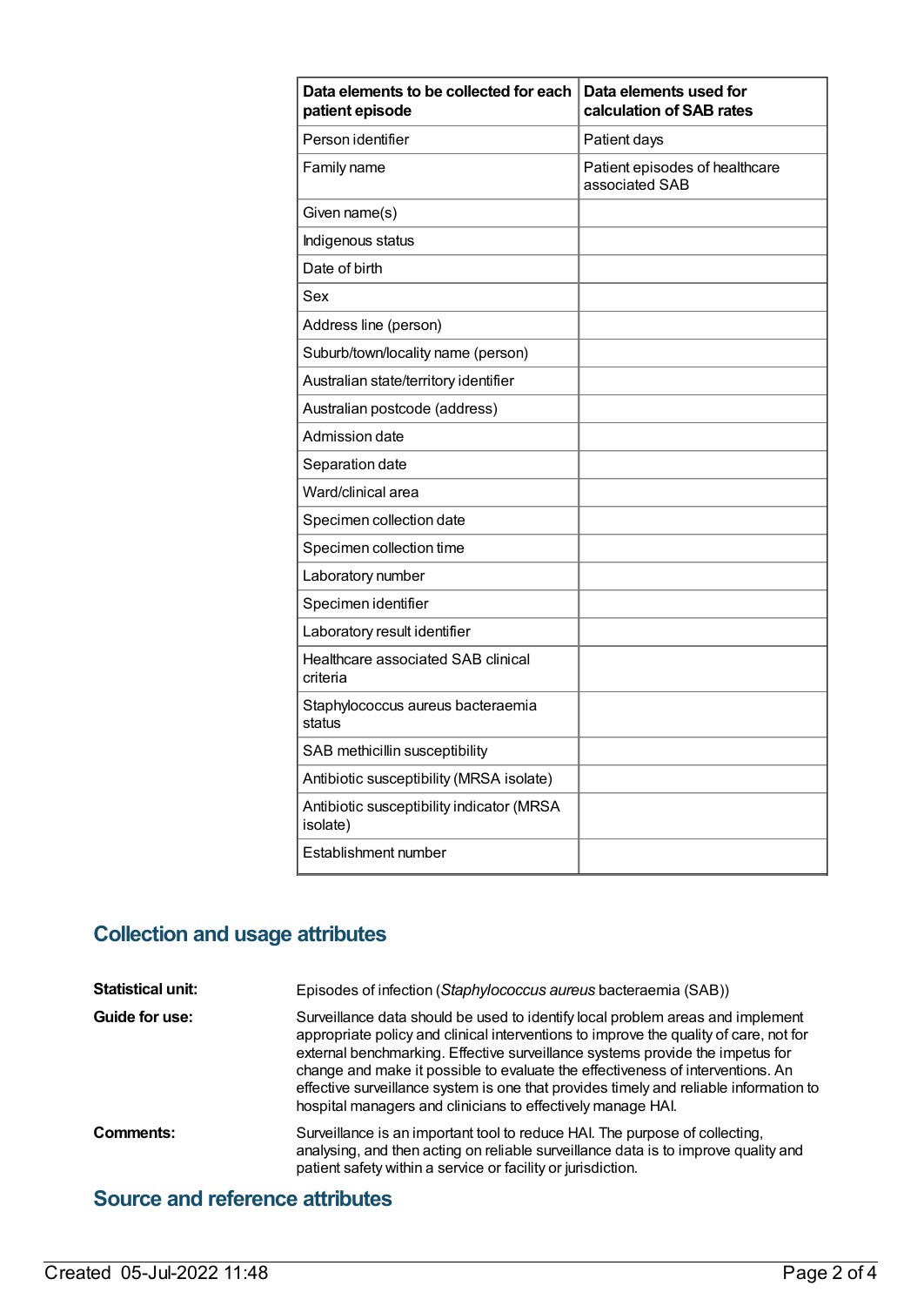| Data elements to be collected for each patient episode | Data elements used for calculation of SAB rates |
|---|---|
| Person identifier | Patient days |
| Family name | Patient episodes of healthcare associated SAB |
| Given name(s) | |
| Indigenous status | |
| Date of birth | |
| Sex | |
| Address line (person) | |
| Suburb/town/locality name (person) | |
| Australian state/territory identifier | |
| Australian postcode (address) | |
| Admission date | |
| Separation date | |
| Ward/clinical area | |
| Specimen collection date | |
| Specimen collection time | |
| Laboratory number | |
| Specimen identifier | |
| Laboratory result identifier | |
| Healthcare associated SAB clinical criteria | |
| Staphylococcus aureus bacteraemia status | |
| SAB methicillin susceptibility | |
| Antibiotic susceptibility (MRSA isolate) | |
| Antibiotic susceptibility indicator (MRSA isolate) | |
| Establishment number | |

## Collection and usage attributes

**Statistical unit:** Episodes of infection (*Staphylococcus aureus* bacteraemia (SAB))

**Guide for use:** Surveillance data should be used to identify local problem areas and implement appropriate policy and clinical interventions to improve the quality of care, not for external benchmarking. Effective surveillance systems provide the impetus for change and make it possible to evaluate the effectiveness of interventions. An effective surveillance system is one that provides timely and reliable information to hospital managers and clinicians to effectively manage HAI.

**Comments:** Surveillance is an important tool to reduce HAI. The purpose of collecting, analysing, and then acting on reliable surveillance data is to improve quality and patient safety within a service or facility or jurisdiction.

## Source and reference attributes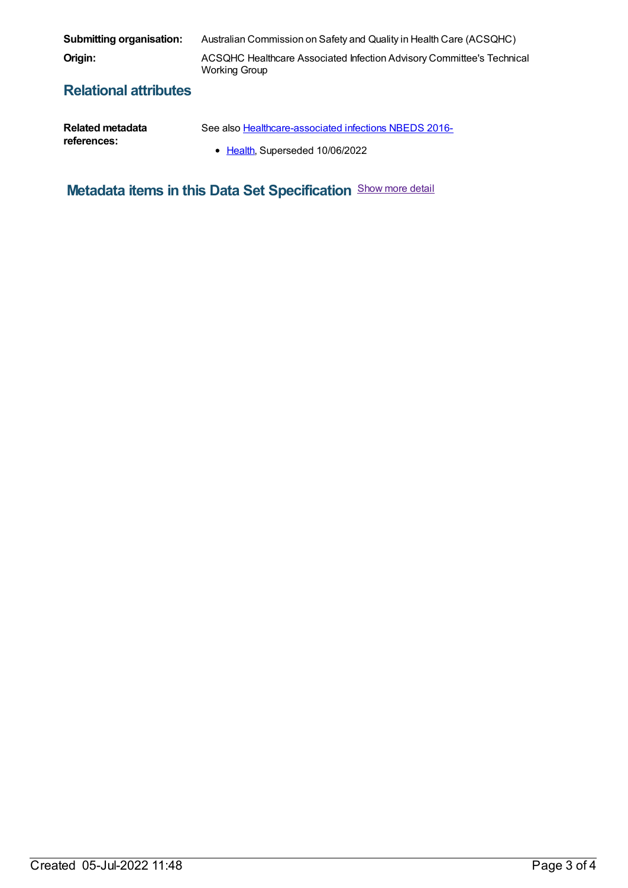**Submitting organisation:** Australian Commission on Safety and Quality in Health Care (ACSQHC)

**Origin:** ACSQHC Healthcare Associated Infection Advisory Committee's Technical Working Group

## Relational attributes

**Related metadata references:** See also Healthcare-associated infections NBEDS 2016-

- Health, Superseded 10/06/2022

## Metadata items in this Data Set Specification

Show more detail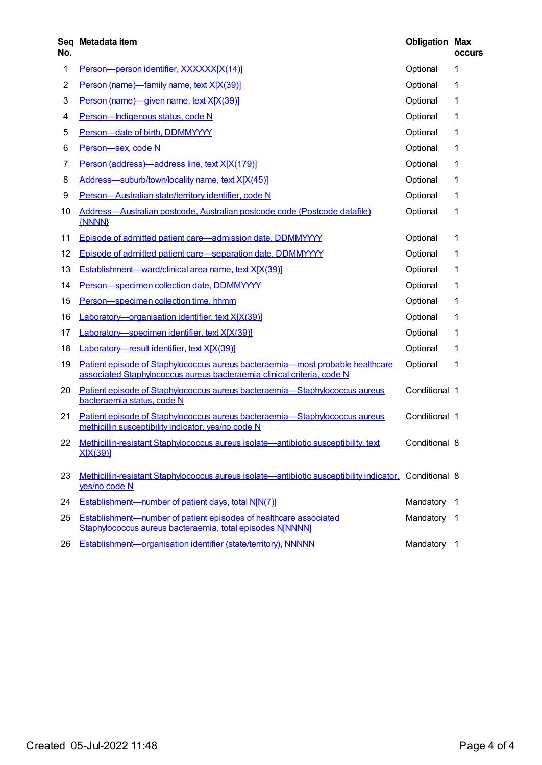| Seq No. | Metadata item | Obligation | Max occurs |
|---|---|---|---|
| 1 | Person—person identifier, XXXXXX[X(14)] | Optional | 1 |
| 2 | Person (name)—family name, text X[X(39)] | Optional | 1 |
| 3 | Person (name)—given name, text X[X(39)] | Optional | 1 |
| 4 | Person—Indigenous status, code N | Optional | 1 |
| 5 | Person—date of birth, DDMMYYYY | Optional | 1 |
| 6 | Person—sex, code N | Optional | 1 |
| 7 | Person (address)—address line, text X[X(179)] | Optional | 1 |
| 8 | Address—suburb/town/locality name, text X[X(45)] | Optional | 1 |
| 9 | Person—Australian state/territory identifier, code N | Optional | 1 |
| 10 | Address—Australian postcode, Australian postcode code (Postcode datafile) {NNNN} | Optional | 1 |
| 11 | Episode of admitted patient care—admission date, DDMMYYYY | Optional | 1 |
| 12 | Episode of admitted patient care—separation date, DDMMYYYY | Optional | 1 |
| 13 | Establishment—ward/clinical area name, text X[X(39)] | Optional | 1 |
| 14 | Person—specimen collection date, DDMMYYYY | Optional | 1 |
| 15 | Person—specimen collection time, hhmm | Optional | 1 |
| 16 | Laboratory—organisation identifier, text X[X(39)] | Optional | 1 |
| 17 | Laboratory—specimen identifier, text X[X(39)] | Optional | 1 |
| 18 | Laboratory—result identifier, text X[X(39)] | Optional | 1 |
| 19 | Patient episode of Staphylococcus aureus bacteraemia—most probable healthcare associated Staphylococcus aureus bacteraemia clinical criteria, code N | Optional | 1 |
| 20 | Patient episode of Staphylococcus aureus bacteraemia—Staphylococcus aureus bacteraemia status, code N | Conditional | 1 |
| 21 | Patient episode of Staphylococcus aureus bacteraemia—Staphylococcus aureus methicillin susceptibility indicator, yes/no code N | Conditional | 1 |
| 22 | Methicillin-resistant Staphylococcus aureus isolate—antibiotic susceptibility, text X[X(39)] | Conditional | 8 |
| 23 | Methicillin-resistant Staphylococcus aureus isolate—antibiotic susceptibility indicator, yes/no code N | Conditional | 8 |
| 24 | Establishment—number of patient days, total N[N(7)] | Mandatory | 1 |
| 25 | Establishment—number of patient episodes of healthcare associated Staphylococcus aureus bacteraemia, total episodes N[NNNN] | Mandatory | 1 |
| 26 | Establishment—organisation identifier (state/territory), NNNNN | Mandatory | 1 |